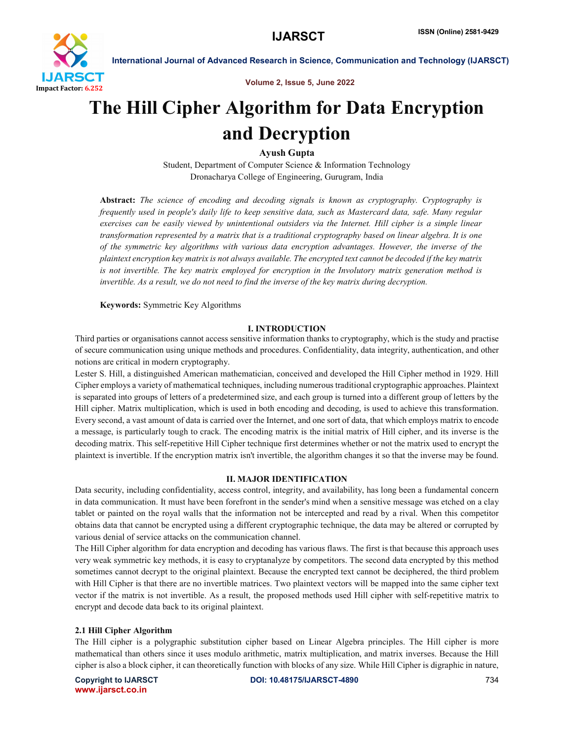# The Hill Cipher Algorithm for Data Encryption and Decryption

**Ayush Gupta**

Student, Department of Computer Science & Information Technology
Dronacharya College of Engineering, Gurugram, India

**Abstract:** *The science of encoding and decoding signals is known as cryptography. Cryptography is frequently used in people's daily life to keep sensitive data, such as Mastercard data, safe. Many regular exercises can be easily viewed by unintentional outsiders via the Internet. Hill cipher is a simple linear transformation represented by a matrix that is a traditional cryptography based on linear algebra. It is one of the symmetric key algorithms with various data encryption advantages. However, the inverse of the plaintext encryption key matrix is not always available. The encrypted text cannot be decoded if the key matrix is not invertible. The key matrix employed for encryption in the Involutory matrix generation method is invertible. As a result, we do not need to find the inverse of the key matrix during decryption.*

**Keywords:** Symmetric Key Algorithms

## I. INTRODUCTION

Third parties or organisations cannot access sensitive information thanks to cryptography, which is the study and practise of secure communication using unique methods and procedures. Confidentiality, data integrity, authentication, and other notions are critical in modern cryptography.

Lester S. Hill, a distinguished American mathematician, conceived and developed the Hill Cipher method in 1929. Hill Cipher employs a variety of mathematical techniques, including numerous traditional cryptographic approaches. Plaintext is separated into groups of letters of a predetermined size, and each group is turned into a different group of letters by the Hill cipher. Matrix multiplication, which is used in both encoding and decoding, is used to achieve this transformation. Every second, a vast amount of data is carried over the Internet, and one sort of data, that which employs matrix to encode a message, is particularly tough to crack. The encoding matrix is the initial matrix of Hill cipher, and its inverse is the decoding matrix. This self-repetitive Hill Cipher technique first determines whether or not the matrix used to encrypt the plaintext is invertible. If the encryption matrix isn't invertible, the algorithm changes it so that the inverse may be found.

## II. MAJOR IDENTIFICATION

Data security, including confidentiality, access control, integrity, and availability, has long been a fundamental concern in data communication. It must have been forefront in the sender's mind when a sensitive message was etched on a clay tablet or painted on the royal walls that the information not be intercepted and read by a rival. When this competitor obtains data that cannot be encrypted using a different cryptographic technique, the data may be altered or corrupted by various denial of service attacks on the communication channel.

The Hill Cipher algorithm for data encryption and decoding has various flaws. The first is that because this approach uses very weak symmetric key methods, it is easy to cryptanalyze by competitors. The second data encrypted by this method sometimes cannot decrypt to the original plaintext. Because the encrypted text cannot be deciphered, the third problem with Hill Cipher is that there are no invertible matrices. Two plaintext vectors will be mapped into the same cipher text vector if the matrix is not invertible. As a result, the proposed methods used Hill cipher with self-repetitive matrix to encrypt and decode data back to its original plaintext.

### 2.1 Hill Cipher Algorithm

The Hill cipher is a polygraphic substitution cipher based on Linear Algebra principles. The Hill cipher is more mathematical than others since it uses modulo arithmetic, matrix multiplication, and matrix inverses. Because the Hill cipher is also a block cipher, it can theoretically function with blocks of any size. While Hill Cipher is digraphic in nature,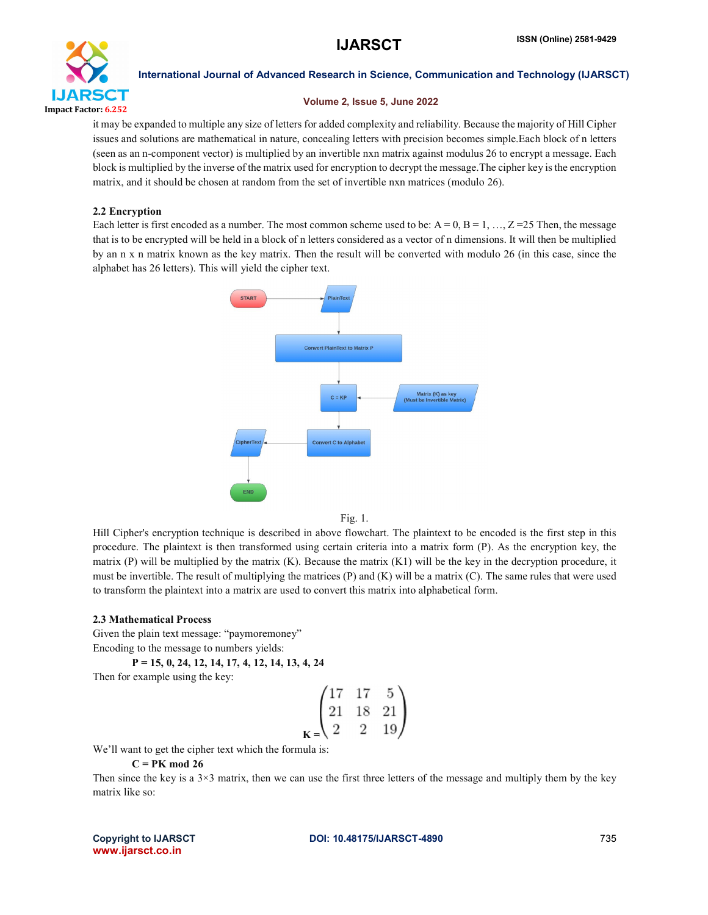it may be expanded to multiple any size of letters for added complexity and reliability. Because the majority of Hill Cipher issues and solutions are mathematical in nature, concealing letters with precision becomes simple.Each block of n letters (seen as an n-component vector) is multiplied by an invertible nxn matrix against modulus 26 to encrypt a message. Each block is multiplied by the inverse of the matrix used for encryption to decrypt the message.The cipher key is the encryption matrix, and it should be chosen at random from the set of invertible nxn matrices (modulo 26).

### 2.2 Encryption

Each letter is first encoded as a number. The most common scheme used to be: A = 0, B = 1, …, Z =25 Then, the message that is to be encrypted will be held in a block of n letters considered as a vector of n dimensions. It will then be multiplied by an n x n matrix known as the key matrix. Then the result will be converted with modulo 26 (in this case, since the alphabet has 26 letters). This will yield the cipher text.

START → PlainText → Convert PlainText to Matrix P → C = KP ← Matrix (K) as key (Must be Invertible Matrix) → Convert C to Alphabet → CipherText → END

Fig. 1.

Hill Cipher's encryption technique is described in above flowchart. The plaintext to be encoded is the first step in this procedure. The plaintext is then transformed using certain criteria into a matrix form (P). As the encryption key, the matrix (P) will be multiplied by the matrix (K). Because the matrix (K1) will be the key in the decryption procedure, it must be invertible. The result of multiplying the matrices (P) and (K) will be a matrix (C). The same rules that were used to transform the plaintext into a matrix are used to convert this matrix into alphabetical form.

### 2.3 Mathematical Process

Given the plain text message: "paymoremoney"

Encoding to the message to numbers yields:

**P = 15, 0, 24, 12, 14, 17, 4, 12, 14, 13, 4, 24**

Then for example using the key:

$$K = \begin{pmatrix} 17 & 17 & 5 \\ 21 & 18 & 21 \\ 2 & 2 & 19 \end{pmatrix}$$

We'll want to get the cipher text which the formula is:

**C = PK mod 26**

Then since the key is a 3×3 matrix, then we can use the first three letters of the message and multiply them by the key matrix like so: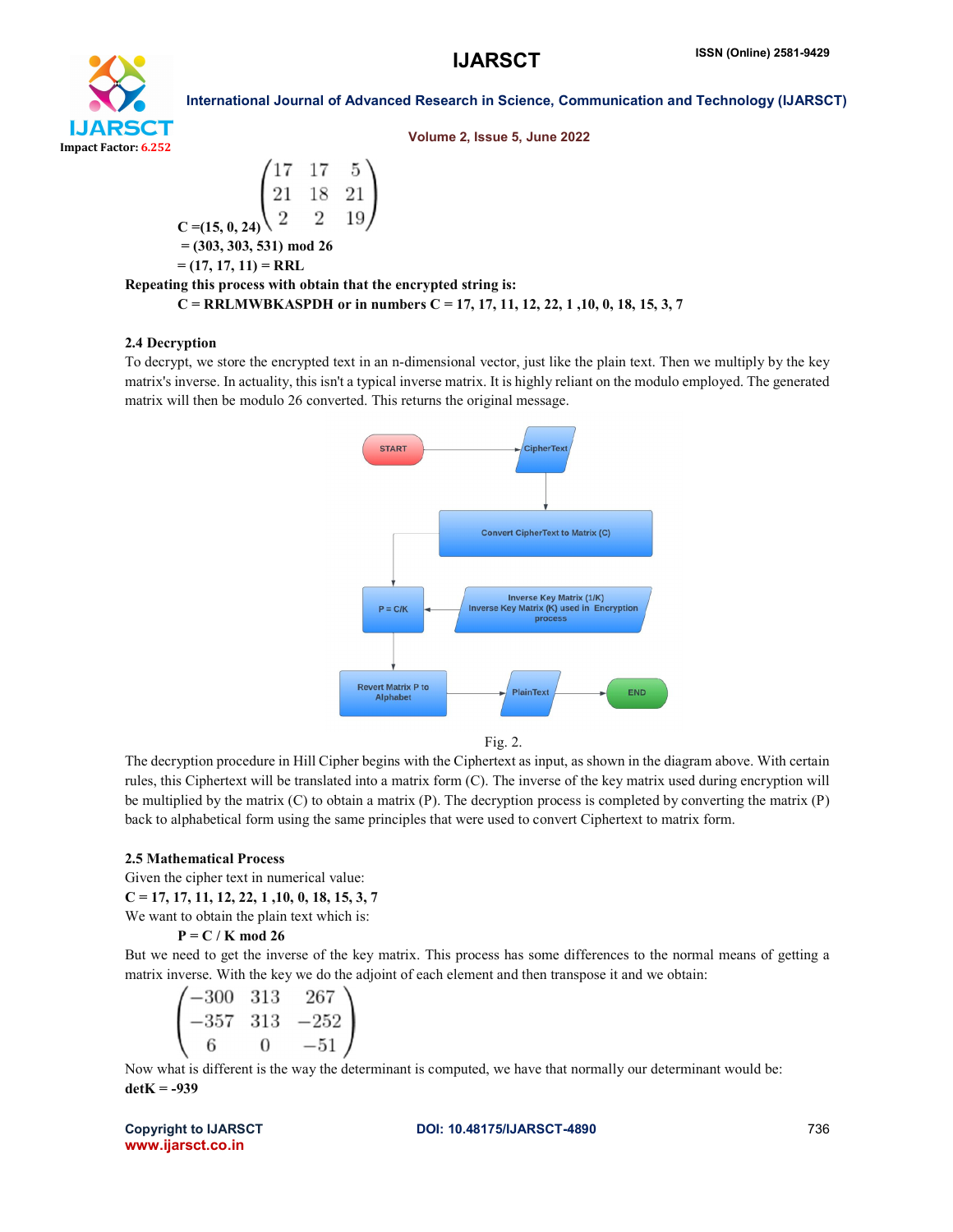$$C = (15, 0, 24)\begin{pmatrix} 17 & 17 & 5 \\ 21 & 18 & 21 \\ 2 & 2 & 19 \end{pmatrix}$$

**= (303, 303, 531) mod 26**

**= (17, 17, 11) = RRL**

**Repeating this process with obtain that the encrypted string is:**

**C = RRLMWBKASPDH or in numbers C = 17, 17, 11, 12, 22, 1 ,10, 0, 18, 15, 3, 7**

### 2.4 Decryption

To decrypt, we store the encrypted text in an n-dimensional vector, just like the plain text. Then we multiply by the key matrix's inverse. In actuality, this isn't a typical inverse matrix. It is highly reliant on the modulo employed. The generated matrix will then be modulo 26 converted. This returns the original message.

START → CipherText → Convert CipherText to Matrix (C) → P = C/K ← Inverse Key Matrix (1/K) Inverse Key Matrix (K) used in Encryption process → Revert Matrix P to Alphabet → PlainText → END

Fig. 2.

The decryption procedure in Hill Cipher begins with the Ciphertext as input, as shown in the diagram above. With certain rules, this Ciphertext will be translated into a matrix form (C). The inverse of the key matrix used during encryption will be multiplied by the matrix (C) to obtain a matrix (P). The decryption process is completed by converting the matrix (P) back to alphabetical form using the same principles that were used to convert Ciphertext to matrix form.

### 2.5 Mathematical Process

Given the cipher text in numerical value:

**C = 17, 17, 11, 12, 22, 1 ,10, 0, 18, 15, 3, 7**

We want to obtain the plain text which is:

**P = C / K mod 26**

But we need to get the inverse of the key matrix. This process has some differences to the normal means of getting a matrix inverse. With the key we do the adjoint of each element and then transpose it and we obtain:

$$\begin{pmatrix} -300 & 313 & 267 \\ -357 & 313 & -252 \\ 6 & 0 & -51 \end{pmatrix}$$

Now what is different is the way the determinant is computed, we have that normally our determinant would be:

**detK = -939**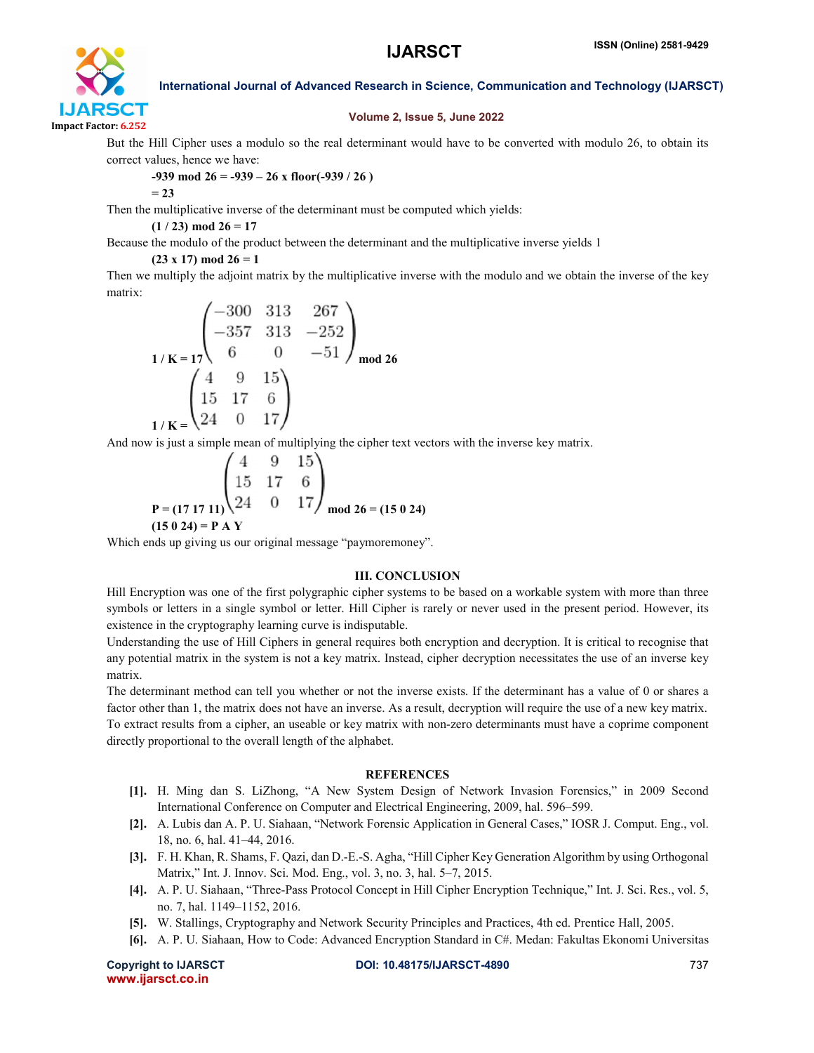But the Hill Cipher uses a modulo so the real determinant would have to be converted with modulo 26, to obtain its correct values, hence we have:

**-939 mod 26 = -939 – 26 x floor(-939 / 26 )**

**= 23**

Then the multiplicative inverse of the determinant must be computed which yields:

**(1 / 23) mod 26 = 17**

Because the modulo of the product between the determinant and the multiplicative inverse yields 1

**(23 x 17) mod 26 = 1**

Then we multiply the adjoint matrix by the multiplicative inverse with the modulo and we obtain the inverse of the key matrix:

$$1 / K = 17 \begin{pmatrix} -300 & 313 & 267 \\ -357 & 313 & -252 \\ 6 & 0 & -51 \end{pmatrix} \bmod 26$$

$$1 / K = \begin{pmatrix} 4 & 9 & 15 \\ 15 & 17 & 6 \\ 24 & 0 & 17 \end{pmatrix}$$

And now is just a simple mean of multiplying the cipher text vectors with the inverse key matrix.

$$P = (17\ 17\ 11) \begin{pmatrix} 4 & 9 & 15 \\ 15 & 17 & 6 \\ 24 & 0 & 17 \end{pmatrix} \bmod 26 = (15\ 0\ 24)$$

**(15 0 24) = P A Y**

Which ends up giving us our original message "paymoremoney".

## III. CONCLUSION

Hill Encryption was one of the first polygraphic cipher systems to be based on a workable system with more than three symbols or letters in a single symbol or letter. Hill Cipher is rarely or never used in the present period. However, its existence in the cryptography learning curve is indisputable.

Understanding the use of Hill Ciphers in general requires both encryption and decryption. It is critical to recognise that any potential matrix in the system is not a key matrix. Instead, cipher decryption necessitates the use of an inverse key matrix.

The determinant method can tell you whether or not the inverse exists. If the determinant has a value of 0 or shares a factor other than 1, the matrix does not have an inverse. As a result, decryption will require the use of a new key matrix. To extract results from a cipher, an useable or key matrix with non-zero determinants must have a coprime component directly proportional to the overall length of the alphabet.

## REFERENCES

[1]. H. Ming dan S. LiZhong, "A New System Design of Network Invasion Forensics," in 2009 Second International Conference on Computer and Electrical Engineering, 2009, hal. 596–599.

[2]. A. Lubis dan A. P. U. Siahaan, "Network Forensic Application in General Cases," IOSR J. Comput. Eng., vol. 18, no. 6, hal. 41–44, 2016.

[3]. F. H. Khan, R. Shams, F. Qazi, dan D.-E.-S. Agha, "Hill Cipher Key Generation Algorithm by using Orthogonal Matrix," Int. J. Innov. Sci. Mod. Eng., vol. 3, no. 3, hal. 5–7, 2015.

[4]. A. P. U. Siahaan, "Three-Pass Protocol Concept in Hill Cipher Encryption Technique," Int. J. Sci. Res., vol. 5, no. 7, hal. 1149–1152, 2016.

[5]. W. Stallings, Cryptography and Network Security Principles and Practices, 4th ed. Prentice Hall, 2005.

[6]. A. P. U. Siahaan, How to Code: Advanced Encryption Standard in C#. Medan: Fakultas Ekonomi Universitas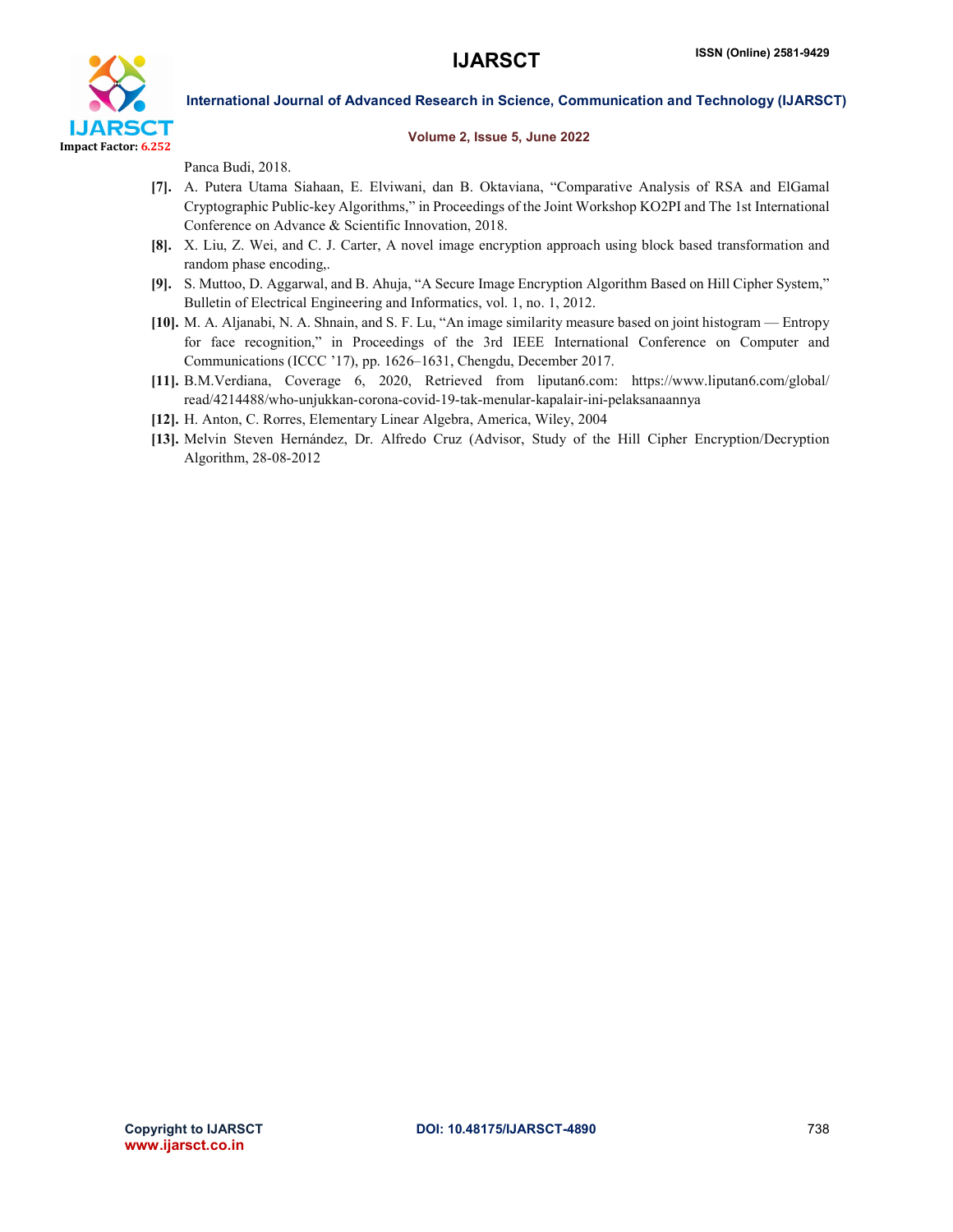Panca Budi, 2018.

- [7]. A. Putera Utama Siahaan, E. Elviwani, dan B. Oktaviana, "Comparative Analysis of RSA and ElGamal Cryptographic Public-key Algorithms," in Proceedings of the Joint Workshop KO2PI and The 1st International Conference on Advance & Scientific Innovation, 2018.
- [8]. X. Liu, Z. Wei, and C. J. Carter, A novel image encryption approach using block based transformation and random phase encoding,.
- [9]. S. Muttoo, D. Aggarwal, and B. Ahuja, "A Secure Image Encryption Algorithm Based on Hill Cipher System," Bulletin of Electrical Engineering and Informatics, vol. 1, no. 1, 2012.
- [10]. M. A. Aljanabi, N. A. Shnain, and S. F. Lu, "An image similarity measure based on joint histogram — Entropy for face recognition," in Proceedings of the 3rd IEEE International Conference on Computer and Communications (ICCC '17), pp. 1626–1631, Chengdu, December 2017.
- [11]. B.M.Verdiana, Coverage 6, 2020, Retrieved from liputan6.com: https://www.liputan6.com/global/read/4214488/who-unjukkan-corona-covid-19-tak-menular-kapalair-ini-pelaksanaannya
- [12]. H. Anton, C. Rorres, Elementary Linear Algebra, America, Wiley, 2004
- [13]. Melvin Steven Hernández, Dr. Alfredo Cruz (Advisor, Study of the Hill Cipher Encryption/Decryption Algorithm, 28-08-2012